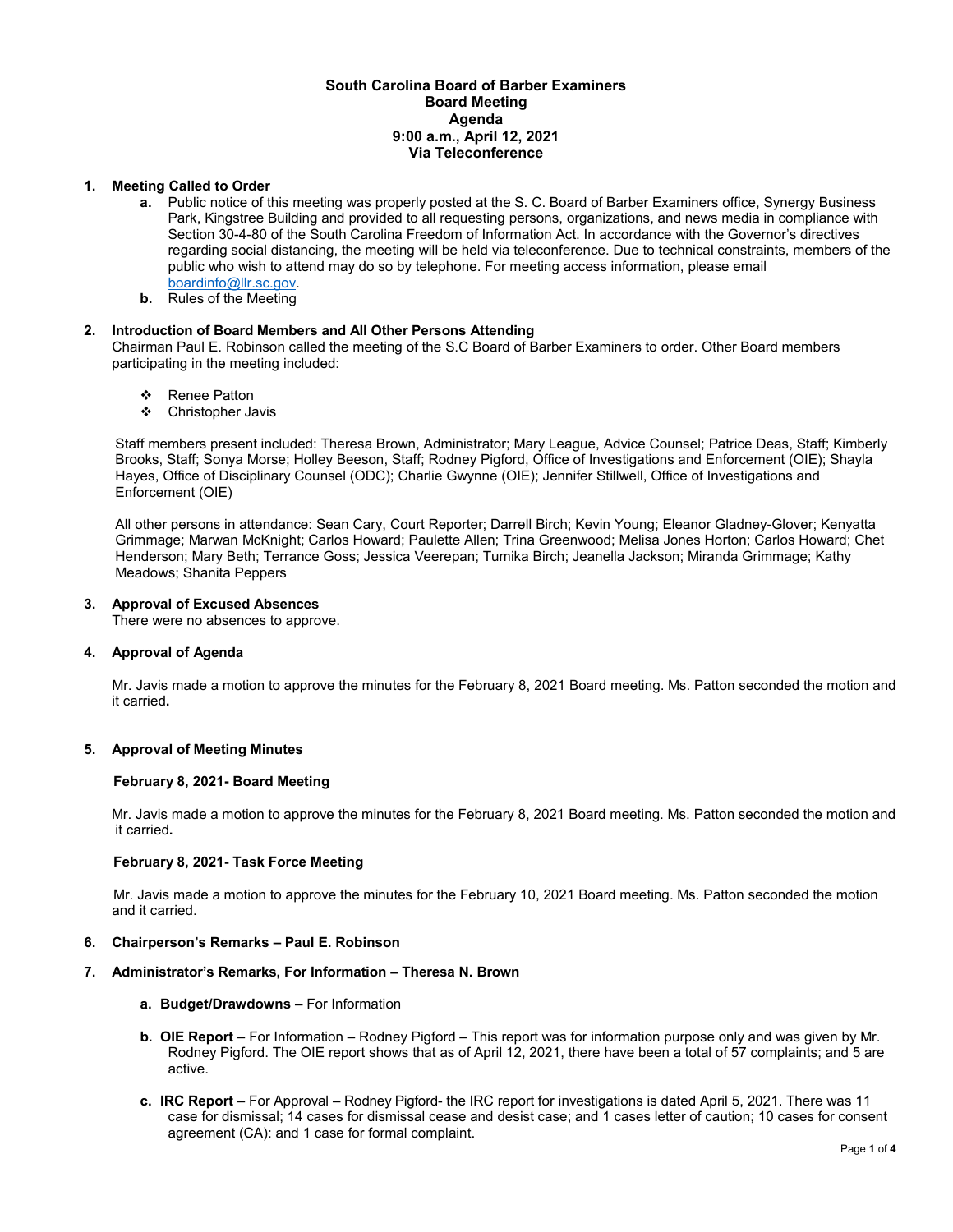**South Carolina Board of Barber Examiners**
**Board Meeting**
**Agenda**
**9:00 a.m., April 12, 2021**
**Via Teleconference**

1. **Meeting Called to Order**
   - **a.** Public notice of this meeting was properly posted at the S. C. Board of Barber Examiners office, Synergy Business Park, Kingstree Building and provided to all requesting persons, organizations, and news media in compliance with Section 30-4-80 of the South Carolina Freedom of Information Act. In accordance with the Governor's directives regarding social distancing, the meeting will be held via teleconference. Due to technical constraints, members of the public who wish to attend may do so by telephone. For meeting access information, please email boardinfo@llr.sc.gov.
   - **b.** Rules of the Meeting

2. **Introduction of Board Members and All Other Persons Attending**

   Chairman Paul E. Robinson called the meeting of the S.C Board of Barber Examiners to order. Other Board members participating in the meeting included:

   - Renee Patton
   - Christopher Javis

   Staff members present included: Theresa Brown, Administrator; Mary League, Advice Counsel; Patrice Deas, Staff; Kimberly Brooks, Staff; Sonya Morse; Holley Beeson, Staff; Rodney Pigford, Office of Investigations and Enforcement (OIE); Shayla Hayes, Office of Disciplinary Counsel (ODC); Charlie Gwynne (OIE); Jennifer Stillwell, Office of Investigations and Enforcement (OIE)

   All other persons in attendance: Sean Cary, Court Reporter; Darrell Birch; Kevin Young; Eleanor Gladney-Glover; Kenyatta Grimmage; Marwan McKnight; Carlos Howard; Paulette Allen; Trina Greenwood; Melisa Jones Horton; Carlos Howard; Chet Henderson; Mary Beth; Terrance Goss; Jessica Veerepan; Tumika Birch; Jeanella Jackson; Miranda Grimmage; Kathy Meadows; Shanita Peppers

3. **Approval of Excused Absences**

   There were no absences to approve.

4. **Approval of Agenda**

   Mr. Javis made a motion to approve the minutes for the February 8, 2021 Board meeting. Ms. Patton seconded the motion and it carried**.**

5. **Approval of Meeting Minutes**

   **February 8, 2021- Board Meeting**

   Mr. Javis made a motion to approve the minutes for the February 8, 2021 Board meeting. Ms. Patton seconded the motion and it carried**.**

   **February 8, 2021- Task Force Meeting**

   Mr. Javis made a motion to approve the minutes for the February 10, 2021 Board meeting. Ms. Patton seconded the motion and it carried.

6. **Chairperson's Remarks – Paul E. Robinson**

7. **Administrator's Remarks, For Information – Theresa N. Brown**
   - **a. Budget/Drawdowns** – For Information
   - **b. OIE Report** – For Information – Rodney Pigford – This report was for information purpose only and was given by Mr. Rodney Pigford. The OIE report shows that as of April 12, 2021, there have been a total of 57 complaints; and 5 are active.
   - **c. IRC Report** – For Approval – Rodney Pigford- the IRC report for investigations is dated April 5, 2021. There was 11 case for dismissal; 14 cases for dismissal cease and desist case; and 1 cases letter of caution; 10 cases for consent agreement (CA): and 1 case for formal complaint.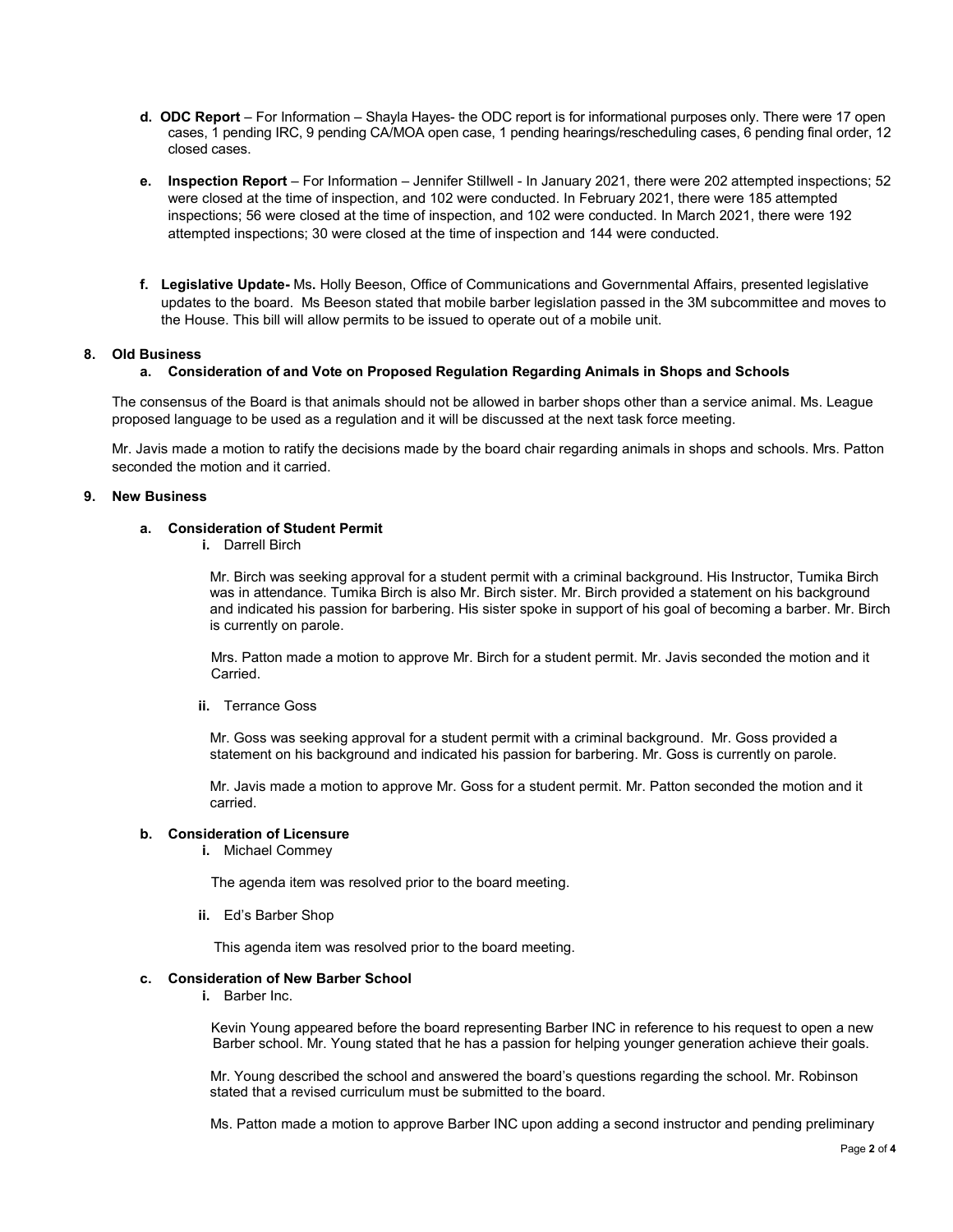**d. ODC Report** – For Information – Shayla Hayes- the ODC report is for informational purposes only. There were 17 open cases, 1 pending IRC, 9 pending CA/MOA open case, 1 pending hearings/rescheduling cases, 6 pending final order, 12 closed cases.

**e. Inspection Report** – For Information – Jennifer Stillwell - In January 2021, there were 202 attempted inspections; 52 were closed at the time of inspection, and 102 were conducted. In February 2021, there were 185 attempted inspections; 56 were closed at the time of inspection, and 102 were conducted. In March 2021, there were 192 attempted inspections; 30 were closed at the time of inspection and 144 were conducted.

**f. Legislative Update-** Ms. Holly Beeson, Office of Communications and Governmental Affairs, presented legislative updates to the board. Ms Beeson stated that mobile barber legislation passed in the 3M subcommittee and moves to the House. This bill will allow permits to be issued to operate out of a mobile unit.

**8. Old Business**

**a. Consideration of and Vote on Proposed Regulation Regarding Animals in Shops and Schools**

The consensus of the Board is that animals should not be allowed in barber shops other than a service animal. Ms. League proposed language to be used as a regulation and it will be discussed at the next task force meeting.

Mr. Javis made a motion to ratify the decisions made by the board chair regarding animals in shops and schools. Mrs. Patton seconded the motion and it carried.

**9. New Business**

**a. Consideration of Student Permit**

**i.** Darrell Birch

Mr. Birch was seeking approval for a student permit with a criminal background. His Instructor, Tumika Birch was in attendance. Tumika Birch is also Mr. Birch sister. Mr. Birch provided a statement on his background and indicated his passion for barbering. His sister spoke in support of his goal of becoming a barber. Mr. Birch is currently on parole.

Mrs. Patton made a motion to approve Mr. Birch for a student permit. Mr. Javis seconded the motion and it Carried.

**ii.** Terrance Goss

Mr. Goss was seeking approval for a student permit with a criminal background. Mr. Goss provided a statement on his background and indicated his passion for barbering. Mr. Goss is currently on parole.

Mr. Javis made a motion to approve Mr. Goss for a student permit. Mr. Patton seconded the motion and it carried.

**b. Consideration of Licensure**

**i.** Michael Commey

The agenda item was resolved prior to the board meeting.

**ii.** Ed's Barber Shop

This agenda item was resolved prior to the board meeting.

**c. Consideration of New Barber School**

**i.** Barber Inc.

Kevin Young appeared before the board representing Barber INC in reference to his request to open a new Barber school. Mr. Young stated that he has a passion for helping younger generation achieve their goals.

Mr. Young described the school and answered the board's questions regarding the school. Mr. Robinson stated that a revised curriculum must be submitted to the board.

Ms. Patton made a motion to approve Barber INC upon adding a second instructor and pending preliminary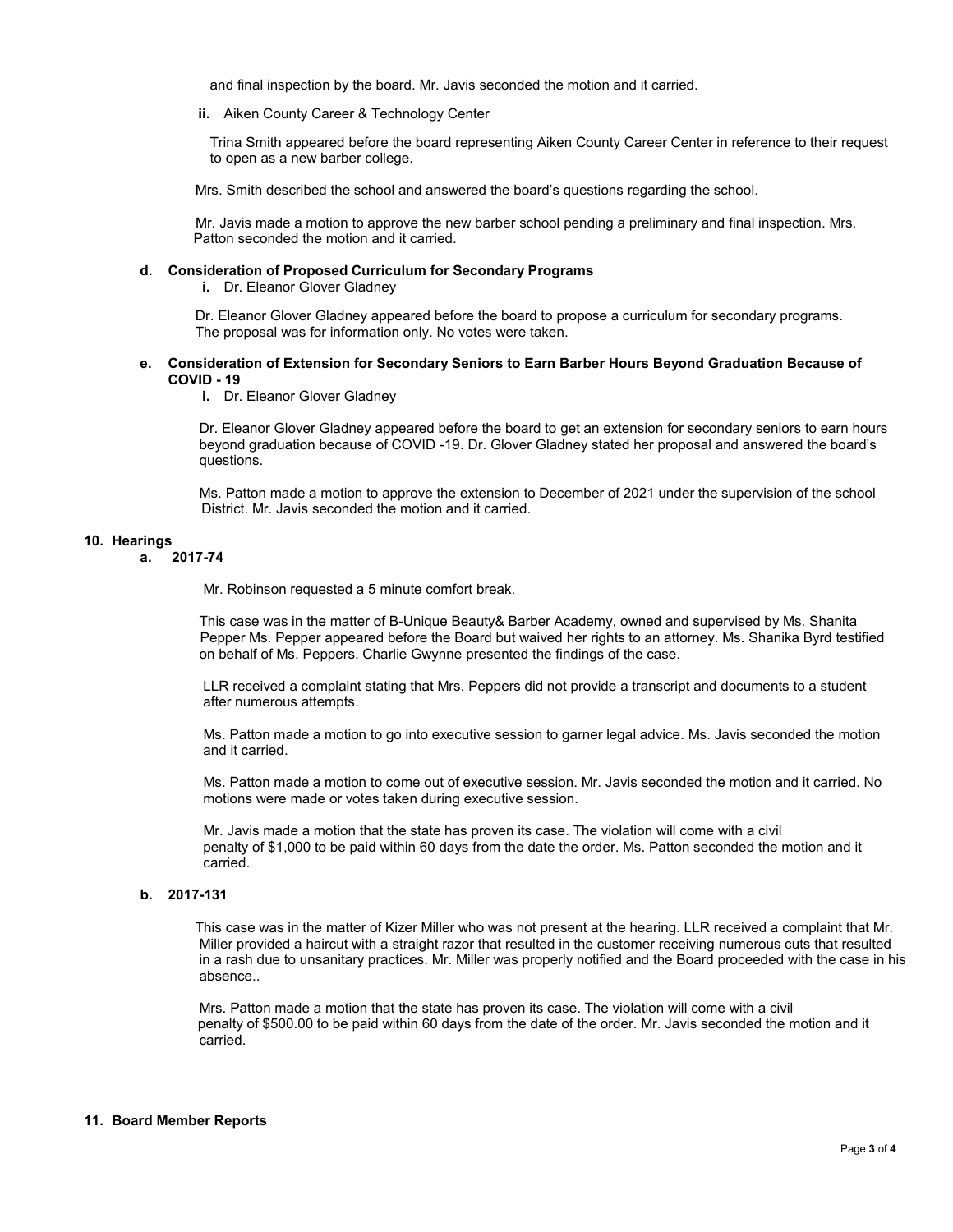and final inspection by the board. Mr. Javis seconded the motion and it carried.

**ii.** Aiken County Career & Technology Center

Trina Smith appeared before the board representing Aiken County Career Center in reference to their request to open as a new barber college.

Mrs. Smith described the school and answered the board's questions regarding the school.

Mr. Javis made a motion to approve the new barber school pending a preliminary and final inspection. Mrs. Patton seconded the motion and it carried.

**d. Consideration of Proposed Curriculum for Secondary Programs**

**i.** Dr. Eleanor Glover Gladney

Dr. Eleanor Glover Gladney appeared before the board to propose a curriculum for secondary programs. The proposal was for information only. No votes were taken.

**e. Consideration of Extension for Secondary Seniors to Earn Barber Hours Beyond Graduation Because of COVID - 19**

**i.** Dr. Eleanor Glover Gladney

Dr. Eleanor Glover Gladney appeared before the board to get an extension for secondary seniors to earn hours beyond graduation because of COVID -19. Dr. Glover Gladney stated her proposal and answered the board's questions.

Ms. Patton made a motion to approve the extension to December of 2021 under the supervision of the school District. Mr. Javis seconded the motion and it carried.

**10. Hearings**

**a. 2017-74**

Mr. Robinson requested a 5 minute comfort break.

This case was in the matter of B-Unique Beauty& Barber Academy, owned and supervised by Ms. Shanita Pepper Ms. Pepper appeared before the Board but waived her rights to an attorney. Ms. Shanika Byrd testified on behalf of Ms. Peppers. Charlie Gwynne presented the findings of the case.

LLR received a complaint stating that Mrs. Peppers did not provide a transcript and documents to a student after numerous attempts.

Ms. Patton made a motion to go into executive session to garner legal advice. Ms. Javis seconded the motion and it carried.

Ms. Patton made a motion to come out of executive session. Mr. Javis seconded the motion and it carried. No motions were made or votes taken during executive session.

Mr. Javis made a motion that the state has proven its case. The violation will come with a civil penalty of $1,000 to be paid within 60 days from the date the order. Ms. Patton seconded the motion and it carried.

**b. 2017-131**

This case was in the matter of Kizer Miller who was not present at the hearing. LLR received a complaint that Mr. Miller provided a haircut with a straight razor that resulted in the customer receiving numerous cuts that resulted in a rash due to unsanitary practices. Mr. Miller was properly notified and the Board proceeded with the case in his absence..

Mrs. Patton made a motion that the state has proven its case. The violation will come with a civil penalty of $500.00 to be paid within 60 days from the date of the order. Mr. Javis seconded the motion and it carried.

**11. Board Member Reports**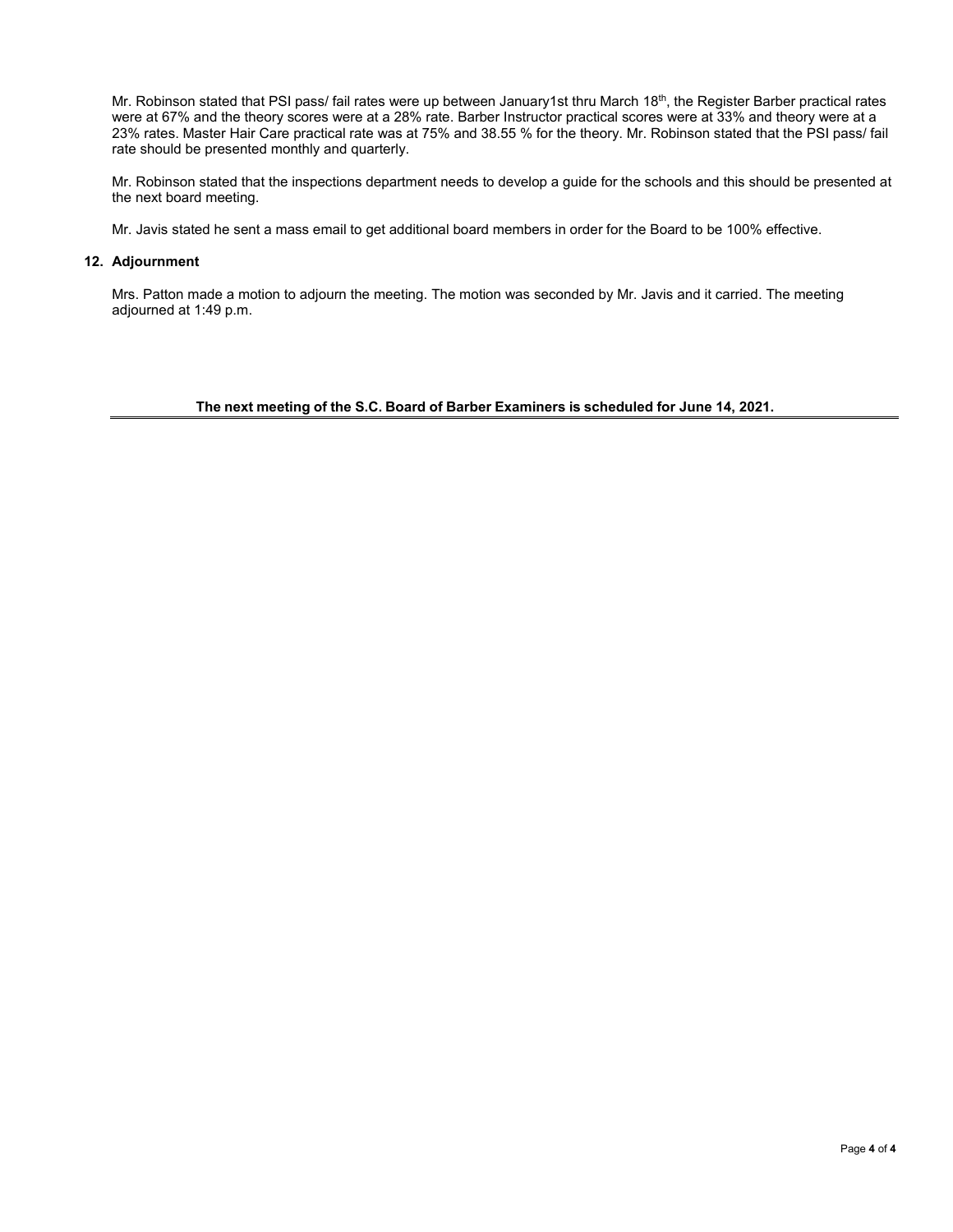Mr. Robinson stated that PSI pass/ fail rates were up between January1st thru March 18th, the Register Barber practical rates were at 67% and the theory scores were at a 28% rate. Barber Instructor practical scores were at 33% and theory were at a 23% rates. Master Hair Care practical rate was at 75% and 38.55 % for the theory. Mr. Robinson stated that the PSI pass/ fail rate should be presented monthly and quarterly.

Mr. Robinson stated that the inspections department needs to develop a guide for the schools and this should be presented at the next board meeting.

Mr. Javis stated he sent a mass email to get additional board members in order for the Board to be 100% effective.

**12. Adjournment**

Mrs. Patton made a motion to adjourn the meeting. The motion was seconded by Mr. Javis and it carried. The meeting adjourned at 1:49 p.m.

**The next meeting of the S.C. Board of Barber Examiners is scheduled for June 14, 2021.**